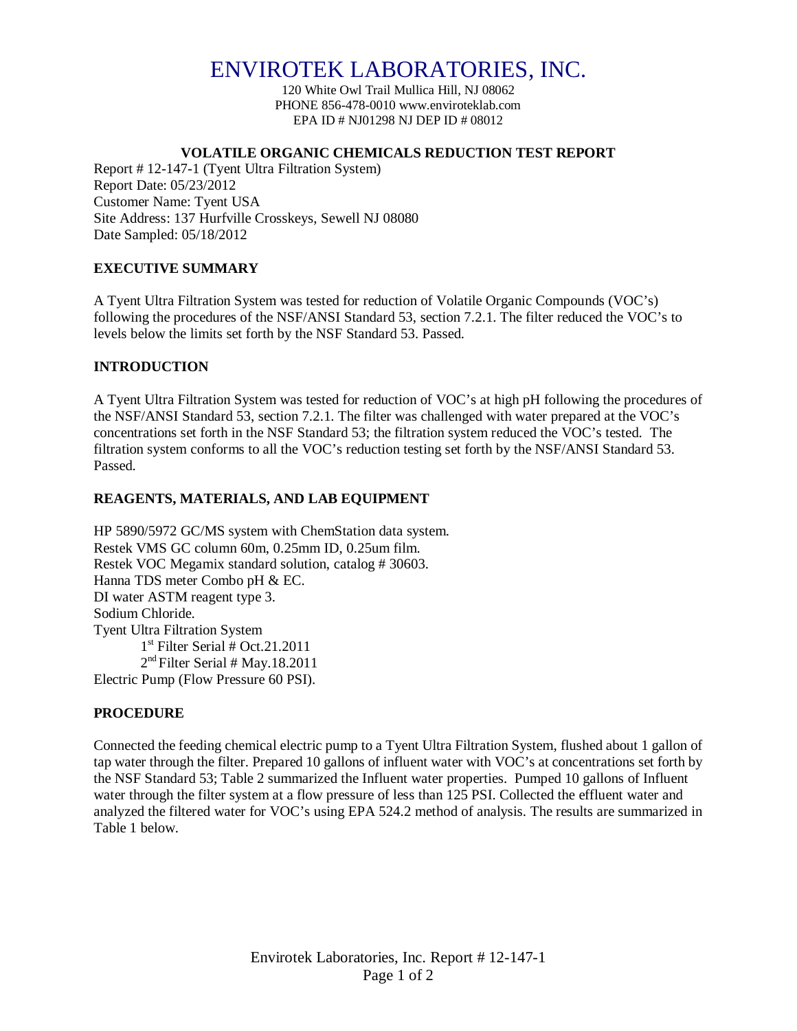# ENVIROTEK LABORATORIES, INC.

120 White Owl Trail Mullica Hill, NJ 08062
PHONE 856-478-0010 www.enviroteklab.com
EPA ID # NJ01298 NJ DEP ID # 08012

## VOLATILE ORGANIC CHEMICALS REDUCTION TEST REPORT

Report # 12-147-1 (Tyent Ultra Filtration System)
Report Date: 05/23/2012
Customer Name: Tyent USA
Site Address: 137 Hurfville Crosskeys, Sewell NJ 08080
Date Sampled: 05/18/2012

### EXECUTIVE SUMMARY

A Tyent Ultra Filtration System was tested for reduction of Volatile Organic Compounds (VOC's) following the procedures of the NSF/ANSI Standard 53, section 7.2.1. The filter reduced the VOC's to levels below the limits set forth by the NSF Standard 53. Passed.

### INTRODUCTION

A Tyent Ultra Filtration System was tested for reduction of VOC's at high pH following the procedures of the NSF/ANSI Standard 53, section 7.2.1. The filter was challenged with water prepared at the VOC's concentrations set forth in the NSF Standard 53; the filtration system reduced the VOC's tested. The filtration system conforms to all the VOC's reduction testing set forth by the NSF/ANSI Standard 53. Passed.

### REAGENTS, MATERIALS, AND LAB EQUIPMENT

HP 5890/5972 GC/MS system with ChemStation data system.
Restek VMS GC column 60m, 0.25mm ID, 0.25um film.
Restek VOC Megamix standard solution, catalog # 30603.
Hanna TDS meter Combo pH & EC.
DI water ASTM reagent type 3.
Sodium Chloride.
Tyent Ultra Filtration System
- 1st Filter Serial # Oct.21.2011
- 2nd Filter Serial # May.18.2011

Electric Pump (Flow Pressure 60 PSI).

### PROCEDURE

Connected the feeding chemical electric pump to a Tyent Ultra Filtration System, flushed about 1 gallon of tap water through the filter. Prepared 10 gallons of influent water with VOC's at concentrations set forth by the NSF Standard 53; Table 2 summarized the Influent water properties. Pumped 10 gallons of Influent water through the filter system at a flow pressure of less than 125 PSI. Collected the effluent water and analyzed the filtered water for VOC's using EPA 524.2 method of analysis. The results are summarized in Table 1 below.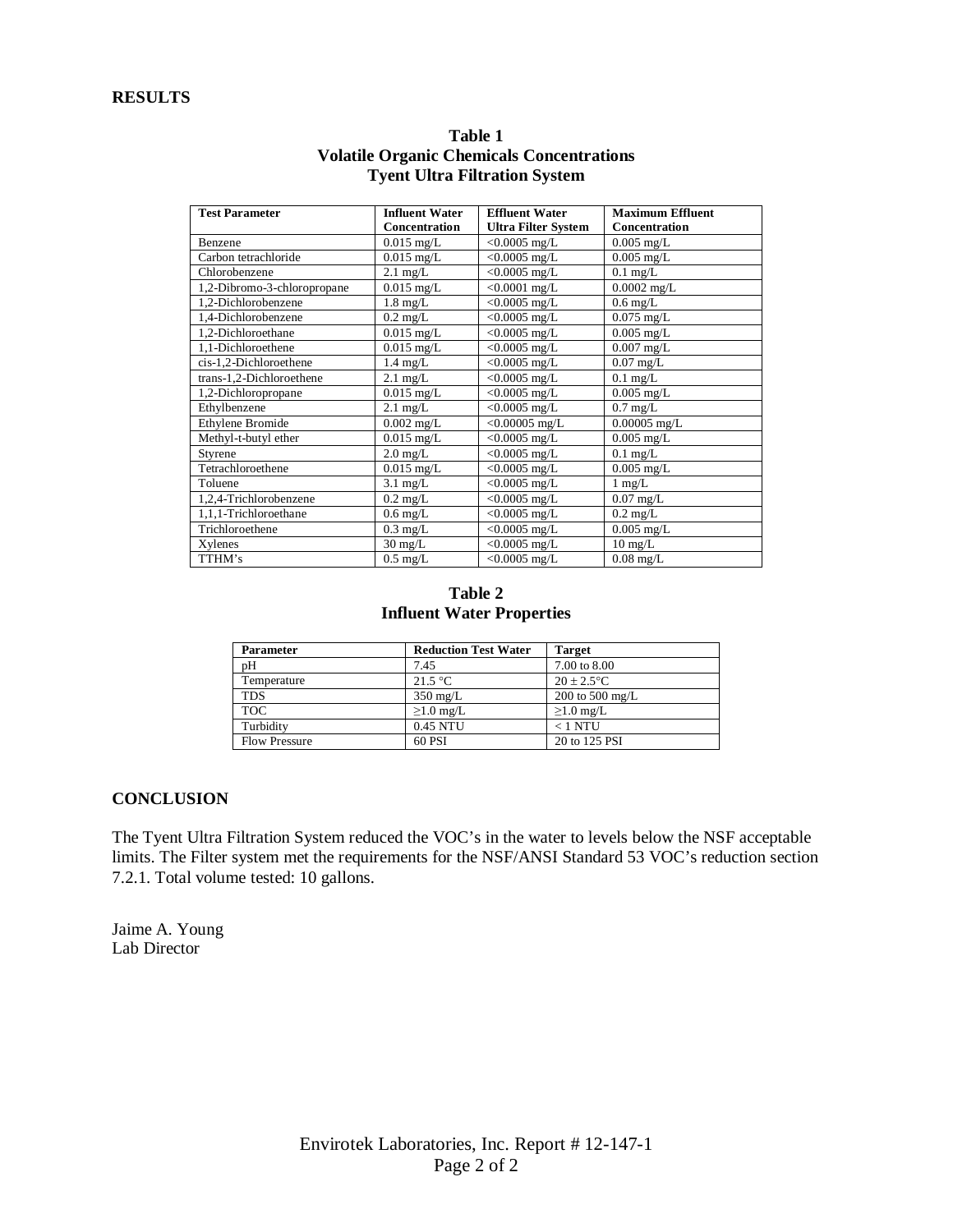## RESULTS

**Table 1**
**Volatile Organic Chemicals Concentrations**
**Tyent Ultra Filtration System**

| Test Parameter | Influent Water Concentration | Effluent Water Ultra Filter System | Maximum Effluent Concentration |
|---|---|---|---|
| Benzene | 0.015 mg/L | <0.0005 mg/L | 0.005 mg/L |
| Carbon tetrachloride | 0.015 mg/L | <0.0005 mg/L | 0.005 mg/L |
| Chlorobenzene | 2.1 mg/L | <0.0005 mg/L | 0.1 mg/L |
| 1,2-Dibromo-3-chloropropane | 0.015 mg/L | <0.0001 mg/L | 0.0002 mg/L |
| 1,2-Dichlorobenzene | 1.8 mg/L | <0.0005 mg/L | 0.6 mg/L |
| 1,4-Dichlorobenzene | 0.2 mg/L | <0.0005 mg/L | 0.075 mg/L |
| 1,2-Dichloroethane | 0.015 mg/L | <0.0005 mg/L | 0.005 mg/L |
| 1,1-Dichloroethene | 0.015 mg/L | <0.0005 mg/L | 0.007 mg/L |
| cis-1,2-Dichloroethene | 1.4 mg/L | <0.0005 mg/L | 0.07 mg/L |
| trans-1,2-Dichloroethene | 2.1 mg/L | <0.0005 mg/L | 0.1 mg/L |
| 1,2-Dichloropropane | 0.015 mg/L | <0.0005 mg/L | 0.005 mg/L |
| Ethylbenzene | 2.1 mg/L | <0.0005 mg/L | 0.7 mg/L |
| Ethylene Bromide | 0.002 mg/L | <0.00005 mg/L | 0.00005 mg/L |
| Methyl-t-butyl ether | 0.015 mg/L | <0.0005 mg/L | 0.005 mg/L |
| Styrene | 2.0 mg/L | <0.0005 mg/L | 0.1 mg/L |
| Tetrachloroethene | 0.015 mg/L | <0.0005 mg/L | 0.005 mg/L |
| Toluene | 3.1 mg/L | <0.0005 mg/L | 1 mg/L |
| 1,2,4-Trichlorobenzene | 0.2 mg/L | <0.0005 mg/L | 0.07 mg/L |
| 1,1,1-Trichloroethane | 0.6 mg/L | <0.0005 mg/L | 0.2 mg/L |
| Trichloroethene | 0.3 mg/L | <0.0005 mg/L | 0.005 mg/L |
| Xylenes | 30 mg/L | <0.0005 mg/L | 10 mg/L |
| TTHM's | 0.5 mg/L | <0.0005 mg/L | 0.08 mg/L |

**Table 2**
**Influent Water Properties**

| Parameter | Reduction Test Water | Target |
|---|---|---|
| pH | 7.45 | 7.00 to 8.00 |
| Temperature | 21.5 °C | 20 ± 2.5°C |
| TDS | 350 mg/L | 200 to 500 mg/L |
| TOC | ≥1.0 mg/L | ≥1.0 mg/L |
| Turbidity | 0.45 NTU | < 1 NTU |
| Flow Pressure | 60 PSI | 20 to 125 PSI |

## CONCLUSION

The Tyent Ultra Filtration System reduced the VOC's in the water to levels below the NSF acceptable limits. The Filter system met the requirements for the NSF/ANSI Standard 53 VOC's reduction section 7.2.1. Total volume tested: 10 gallons.

Jaime A. Young
Lab Director

Envirotek Laboratories, Inc. Report # 12-147-1